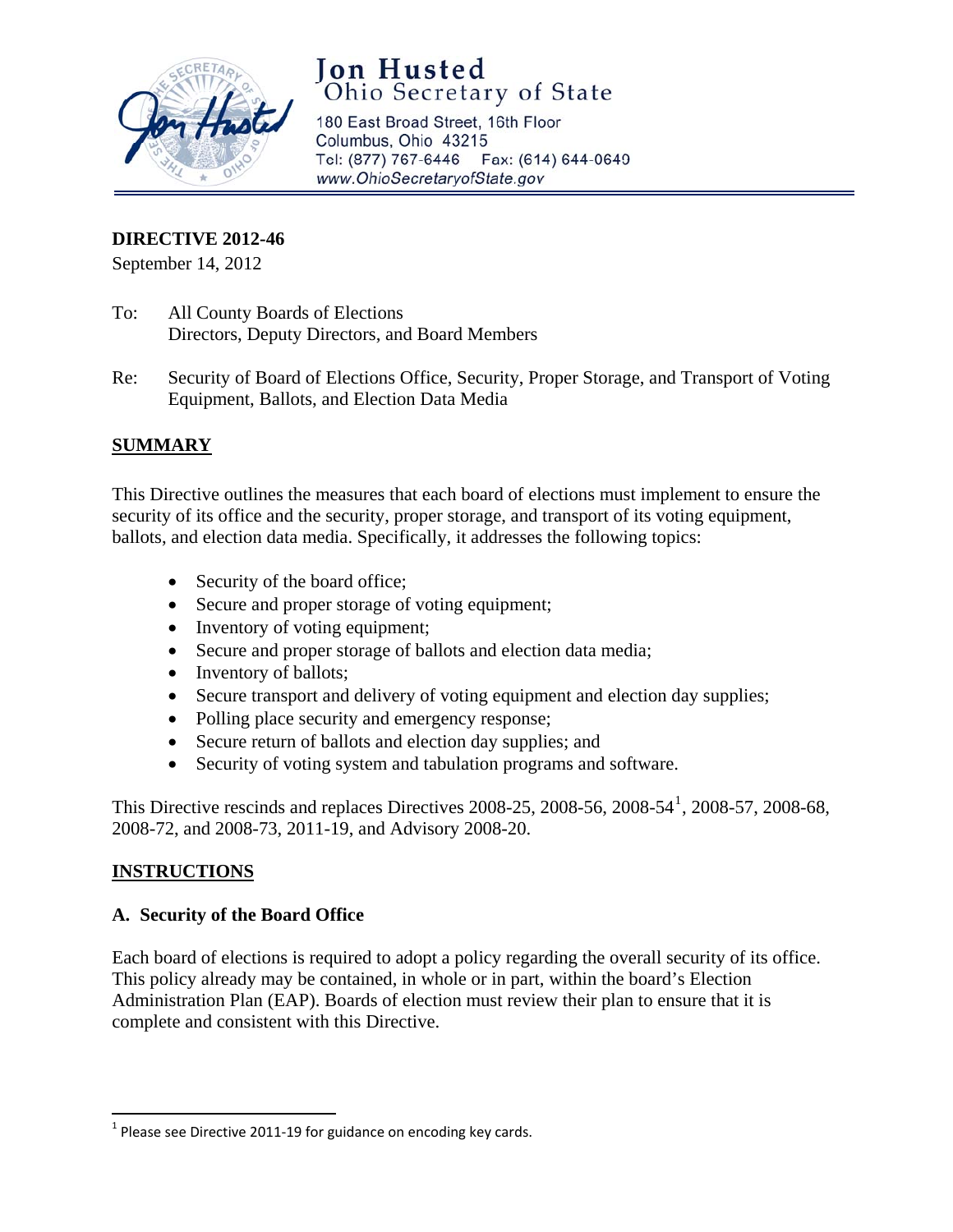# Jon Husted
## Ohio Secretary of State

180 East Broad Street, 16th Floor
Columbus, Ohio 43215
Tel: (877) 767-6446 Fax: (614) 644-0649
www.OhioSecretaryofState.gov

**DIRECTIVE 2012-46**
September 14, 2012

To: All County Boards of Elections
Directors, Deputy Directors, and Board Members

Re: Security of Board of Elections Office, Security, Proper Storage, and Transport of Voting Equipment, Ballots, and Election Data Media

## SUMMARY

This Directive outlines the measures that each board of elections must implement to ensure the security of its office and the security, proper storage, and transport of its voting equipment, ballots, and election data media. Specifically, it addresses the following topics:

- Security of the board office;
- Secure and proper storage of voting equipment;
- Inventory of voting equipment;
- Secure and proper storage of ballots and election data media;
- Inventory of ballots;
- Secure transport and delivery of voting equipment and election day supplies;
- Polling place security and emergency response;
- Secure return of ballots and election day supplies; and
- Security of voting system and tabulation programs and software.

This Directive rescinds and replaces Directives 2008-25, 2008-56, 2008-54[1], 2008-57, 2008-68, 2008-72, and 2008-73, 2011-19, and Advisory 2008-20.

## INSTRUCTIONS

### A. Security of the Board Office

Each board of elections is required to adopt a policy regarding the overall security of its office. This policy already may be contained, in whole or in part, within the board's Election Administration Plan (EAP). Boards of election must review their plan to ensure that it is complete and consistent with this Directive.

---

[1] Please see Directive 2011-19 for guidance on encoding key cards.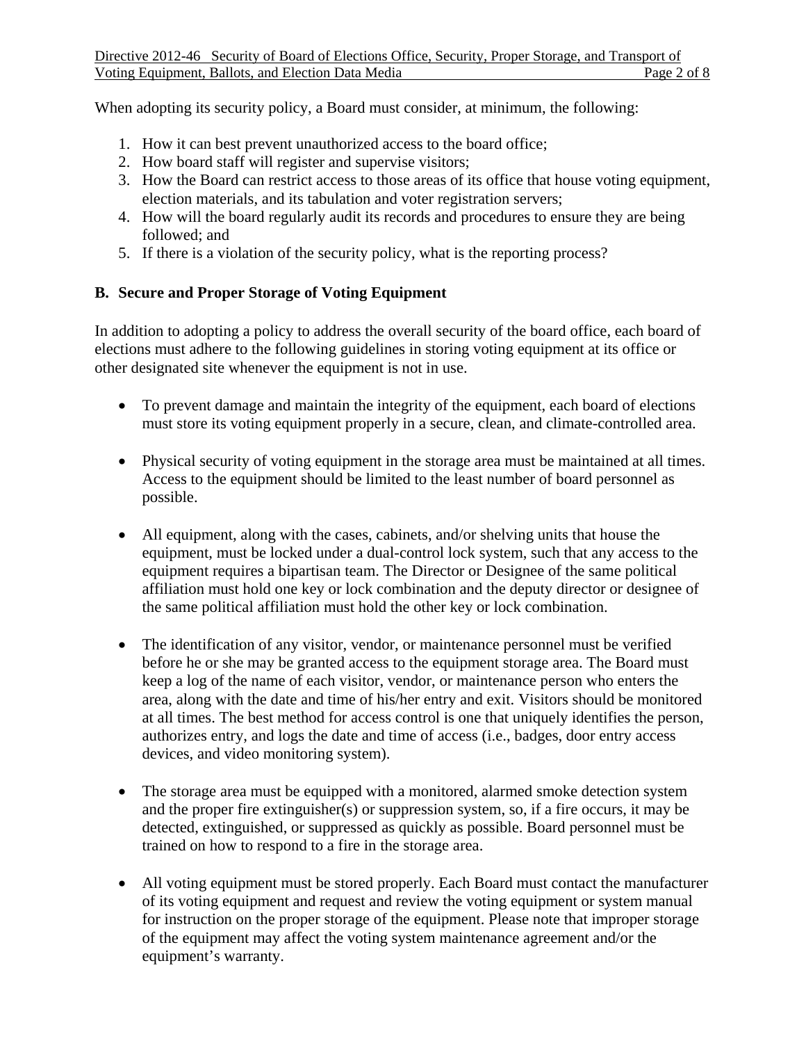When adopting its security policy, a Board must consider, at minimum, the following:

1. How it can best prevent unauthorized access to the board office;
2. How board staff will register and supervise visitors;
3. How the Board can restrict access to those areas of its office that house voting equipment, election materials, and its tabulation and voter registration servers;
4. How will the board regularly audit its records and procedures to ensure they are being followed; and
5. If there is a violation of the security policy, what is the reporting process?

## B. Secure and Proper Storage of Voting Equipment

In addition to adopting a policy to address the overall security of the board office, each board of elections must adhere to the following guidelines in storing voting equipment at its office or other designated site whenever the equipment is not in use.

- To prevent damage and maintain the integrity of the equipment, each board of elections must store its voting equipment properly in a secure, clean, and climate-controlled area.

- Physical security of voting equipment in the storage area must be maintained at all times. Access to the equipment should be limited to the least number of board personnel as possible.

- All equipment, along with the cases, cabinets, and/or shelving units that house the equipment, must be locked under a dual-control lock system, such that any access to the equipment requires a bipartisan team. The Director or Designee of the same political affiliation must hold one key or lock combination and the deputy director or designee of the same political affiliation must hold the other key or lock combination.

- The identification of any visitor, vendor, or maintenance personnel must be verified before he or she may be granted access to the equipment storage area. The Board must keep a log of the name of each visitor, vendor, or maintenance person who enters the area, along with the date and time of his/her entry and exit. Visitors should be monitored at all times. The best method for access control is one that uniquely identifies the person, authorizes entry, and logs the date and time of access (i.e., badges, door entry access devices, and video monitoring system).

- The storage area must be equipped with a monitored, alarmed smoke detection system and the proper fire extinguisher(s) or suppression system, so, if a fire occurs, it may be detected, extinguished, or suppressed as quickly as possible. Board personnel must be trained on how to respond to a fire in the storage area.

- All voting equipment must be stored properly. Each Board must contact the manufacturer of its voting equipment and request and review the voting equipment or system manual for instruction on the proper storage of the equipment. Please note that improper storage of the equipment may affect the voting system maintenance agreement and/or the equipment's warranty.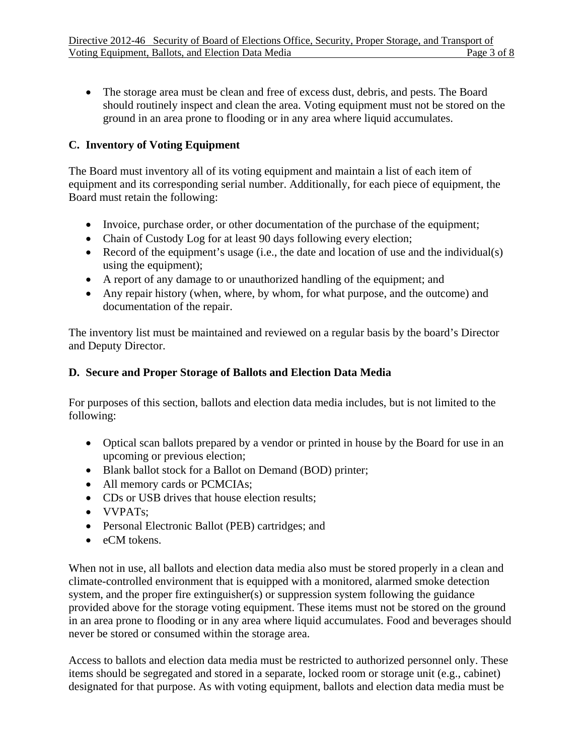- The storage area must be clean and free of excess dust, debris, and pests. The Board should routinely inspect and clean the area. Voting equipment must not be stored on the ground in an area prone to flooding or in any area where liquid accumulates.

## C. Inventory of Voting Equipment

The Board must inventory all of its voting equipment and maintain a list of each item of equipment and its corresponding serial number. Additionally, for each piece of equipment, the Board must retain the following:

- Invoice, purchase order, or other documentation of the purchase of the equipment;
- Chain of Custody Log for at least 90 days following every election;
- Record of the equipment's usage (i.e., the date and location of use and the individual(s) using the equipment);
- A report of any damage to or unauthorized handling of the equipment; and
- Any repair history (when, where, by whom, for what purpose, and the outcome) and documentation of the repair.

The inventory list must be maintained and reviewed on a regular basis by the board's Director and Deputy Director.

## D. Secure and Proper Storage of Ballots and Election Data Media

For purposes of this section, ballots and election data media includes, but is not limited to the following:

- Optical scan ballots prepared by a vendor or printed in house by the Board for use in an upcoming or previous election;
- Blank ballot stock for a Ballot on Demand (BOD) printer;
- All memory cards or PCMCIAs;
- CDs or USB drives that house election results;
- VVPATs;
- Personal Electronic Ballot (PEB) cartridges; and
- eCM tokens.

When not in use, all ballots and election data media also must be stored properly in a clean and climate-controlled environment that is equipped with a monitored, alarmed smoke detection system, and the proper fire extinguisher(s) or suppression system following the guidance provided above for the storage voting equipment. These items must not be stored on the ground in an area prone to flooding or in any area where liquid accumulates. Food and beverages should never be stored or consumed within the storage area.

Access to ballots and election data media must be restricted to authorized personnel only. These items should be segregated and stored in a separate, locked room or storage unit (e.g., cabinet) designated for that purpose. As with voting equipment, ballots and election data media must be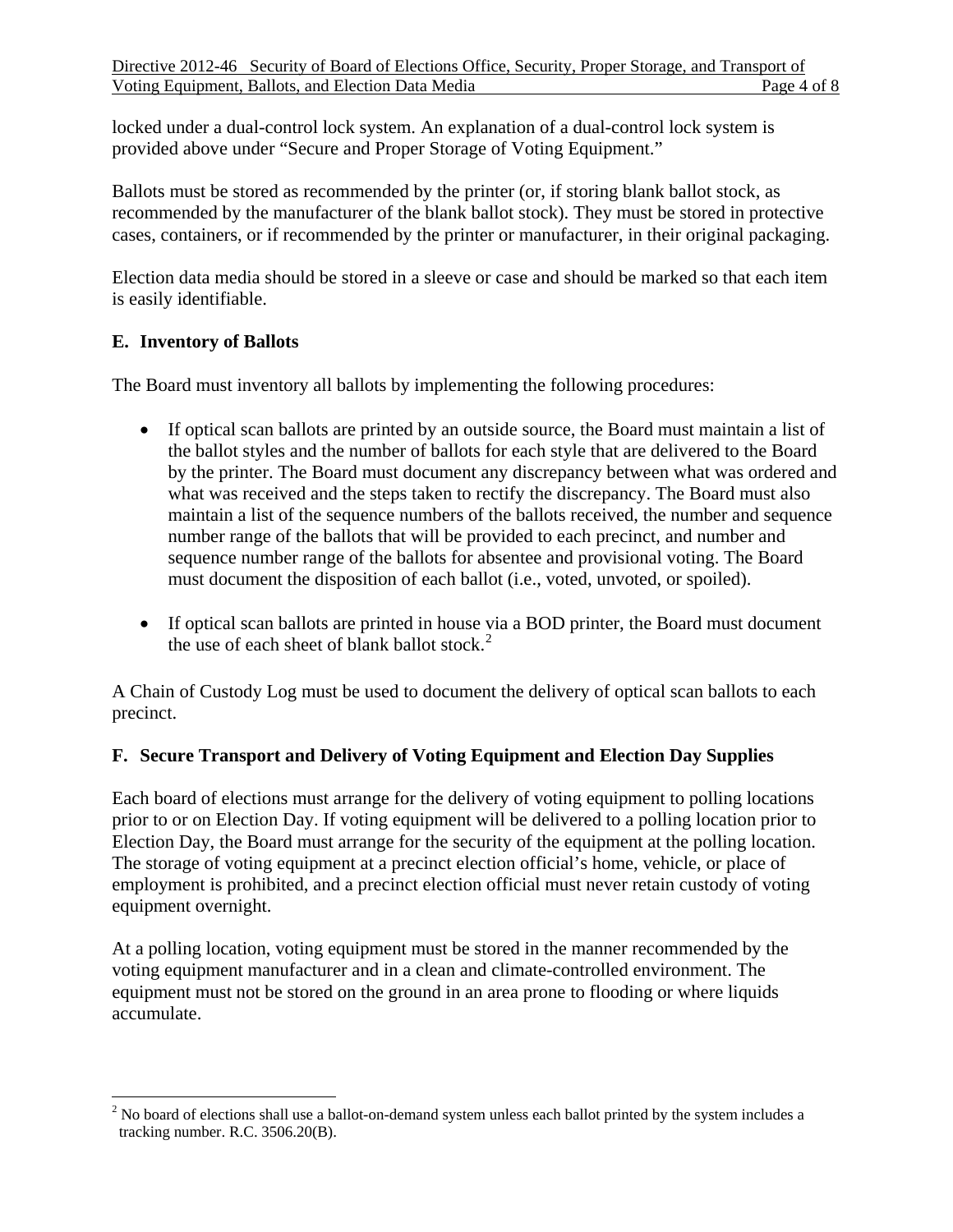locked under a dual-control lock system. An explanation of a dual-control lock system is provided above under "Secure and Proper Storage of Voting Equipment."

Ballots must be stored as recommended by the printer (or, if storing blank ballot stock, as recommended by the manufacturer of the blank ballot stock). They must be stored in protective cases, containers, or if recommended by the printer or manufacturer, in their original packaging.

Election data media should be stored in a sleeve or case and should be marked so that each item is easily identifiable.

## E. Inventory of Ballots

The Board must inventory all ballots by implementing the following procedures:

- If optical scan ballots are printed by an outside source, the Board must maintain a list of the ballot styles and the number of ballots for each style that are delivered to the Board by the printer. The Board must document any discrepancy between what was ordered and what was received and the steps taken to rectify the discrepancy. The Board must also maintain a list of the sequence numbers of the ballots received, the number and sequence number range of the ballots that will be provided to each precinct, and number and sequence number range of the ballots for absentee and provisional voting. The Board must document the disposition of each ballot (i.e., voted, unvoted, or spoiled).

- If optical scan ballots are printed in house via a BOD printer, the Board must document the use of each sheet of blank ballot stock.[2]

A Chain of Custody Log must be used to document the delivery of optical scan ballots to each precinct.

## F. Secure Transport and Delivery of Voting Equipment and Election Day Supplies

Each board of elections must arrange for the delivery of voting equipment to polling locations prior to or on Election Day. If voting equipment will be delivered to a polling location prior to Election Day, the Board must arrange for the security of the equipment at the polling location. The storage of voting equipment at a precinct election official's home, vehicle, or place of employment is prohibited, and a precinct election official must never retain custody of voting equipment overnight.

At a polling location, voting equipment must be stored in the manner recommended by the voting equipment manufacturer and in a clean and climate-controlled environment. The equipment must not be stored on the ground in an area prone to flooding or where liquids accumulate.

---

[2] No board of elections shall use a ballot-on-demand system unless each ballot printed by the system includes a tracking number. R.C. 3506.20(B).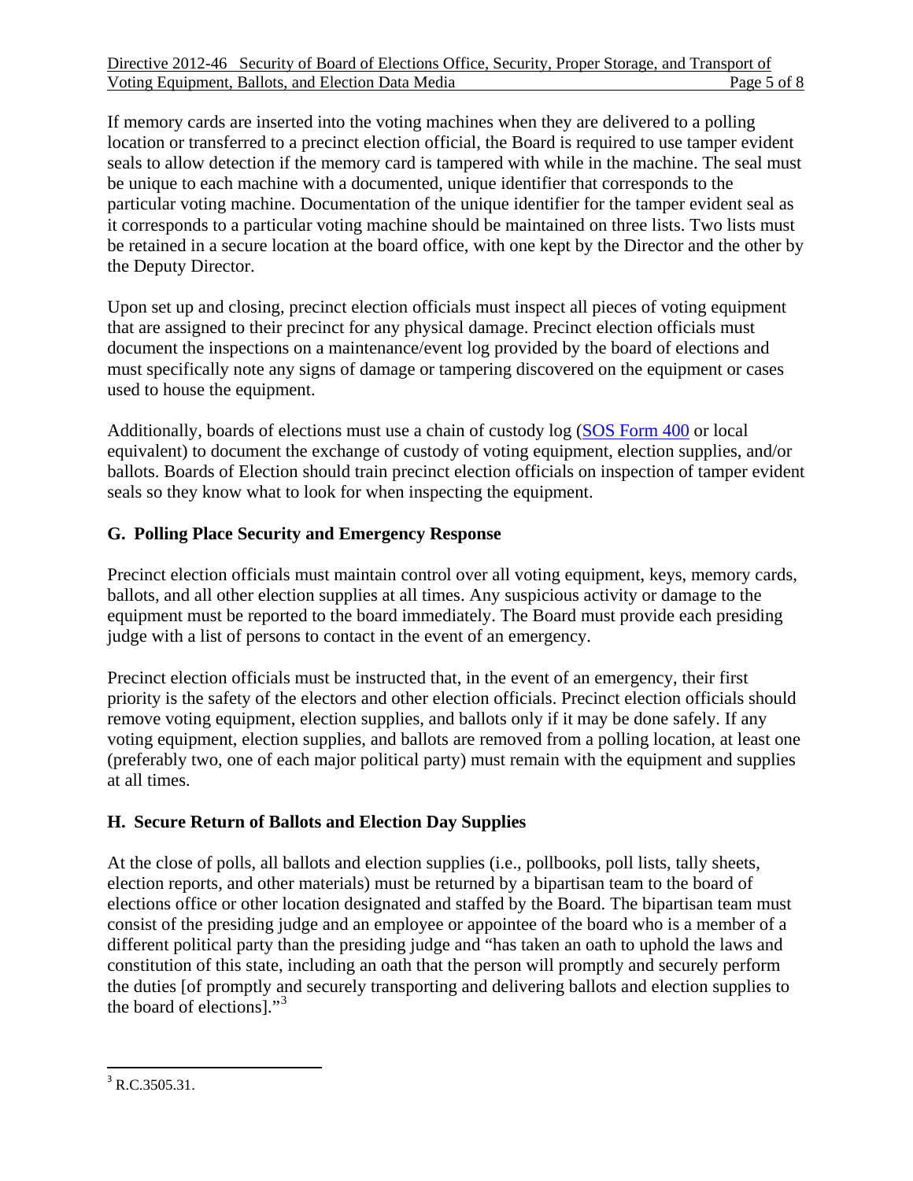If memory cards are inserted into the voting machines when they are delivered to a polling location or transferred to a precinct election official, the Board is required to use tamper evident seals to allow detection if the memory card is tampered with while in the machine. The seal must be unique to each machine with a documented, unique identifier that corresponds to the particular voting machine. Documentation of the unique identifier for the tamper evident seal as it corresponds to a particular voting machine should be maintained on three lists. Two lists must be retained in a secure location at the board office, with one kept by the Director and the other by the Deputy Director.

Upon set up and closing, precinct election officials must inspect all pieces of voting equipment that are assigned to their precinct for any physical damage. Precinct election officials must document the inspections on a maintenance/event log provided by the board of elections and must specifically note any signs of damage or tampering discovered on the equipment or cases used to house the equipment.

Additionally, boards of elections must use a chain of custody log (SOS Form 400 or local equivalent) to document the exchange of custody of voting equipment, election supplies, and/or ballots. Boards of Election should train precinct election officials on inspection of tamper evident seals so they know what to look for when inspecting the equipment.

## G. Polling Place Security and Emergency Response

Precinct election officials must maintain control over all voting equipment, keys, memory cards, ballots, and all other election supplies at all times. Any suspicious activity or damage to the equipment must be reported to the board immediately. The Board must provide each presiding judge with a list of persons to contact in the event of an emergency.

Precinct election officials must be instructed that, in the event of an emergency, their first priority is the safety of the electors and other election officials. Precinct election officials should remove voting equipment, election supplies, and ballots only if it may be done safely. If any voting equipment, election supplies, and ballots are removed from a polling location, at least one (preferably two, one of each major political party) must remain with the equipment and supplies at all times.

## H. Secure Return of Ballots and Election Day Supplies

At the close of polls, all ballots and election supplies (i.e., pollbooks, poll lists, tally sheets, election reports, and other materials) must be returned by a bipartisan team to the board of elections office or other location designated and staffed by the Board. The bipartisan team must consist of the presiding judge and an employee or appointee of the board who is a member of a different political party than the presiding judge and "has taken an oath to uphold the laws and constitution of this state, including an oath that the person will promptly and securely perform the duties [of promptly and securely transporting and delivering ballots and election supplies to the board of elections]."[3]

---

[3] R.C.3505.31.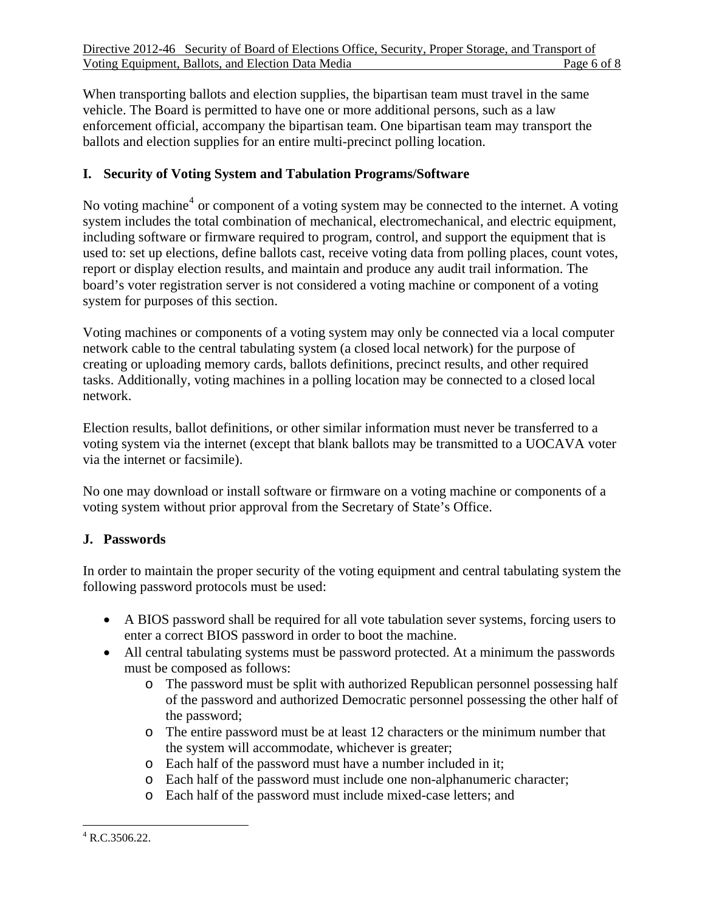When transporting ballots and election supplies, the bipartisan team must travel in the same vehicle. The Board is permitted to have one or more additional persons, such as a law enforcement official, accompany the bipartisan team. One bipartisan team may transport the ballots and election supplies for an entire multi-precinct polling location.

## I. Security of Voting System and Tabulation Programs/Software

No voting machine[4] or component of a voting system may be connected to the internet. A voting system includes the total combination of mechanical, electromechanical, and electric equipment, including software or firmware required to program, control, and support the equipment that is used to: set up elections, define ballots cast, receive voting data from polling places, count votes, report or display election results, and maintain and produce any audit trail information. The board's voter registration server is not considered a voting machine or component of a voting system for purposes of this section.

Voting machines or components of a voting system may only be connected via a local computer network cable to the central tabulating system (a closed local network) for the purpose of creating or uploading memory cards, ballots definitions, precinct results, and other required tasks. Additionally, voting machines in a polling location may be connected to a closed local network.

Election results, ballot definitions, or other similar information must never be transferred to a voting system via the internet (except that blank ballots may be transmitted to a UOCAVA voter via the internet or facsimile).

No one may download or install software or firmware on a voting machine or components of a voting system without prior approval from the Secretary of State's Office.

## J. Passwords

In order to maintain the proper security of the voting equipment and central tabulating system the following password protocols must be used:

- A BIOS password shall be required for all vote tabulation sever systems, forcing users to enter a correct BIOS password in order to boot the machine.
- All central tabulating systems must be password protected. At a minimum the passwords must be composed as follows:
  - The password must be split with authorized Republican personnel possessing half of the password and authorized Democratic personnel possessing the other half of the password;
  - The entire password must be at least 12 characters or the minimum number that the system will accommodate, whichever is greater;
  - Each half of the password must have a number included in it;
  - Each half of the password must include one non-alphanumeric character;
  - Each half of the password must include mixed-case letters; and

[4] R.C.3506.22.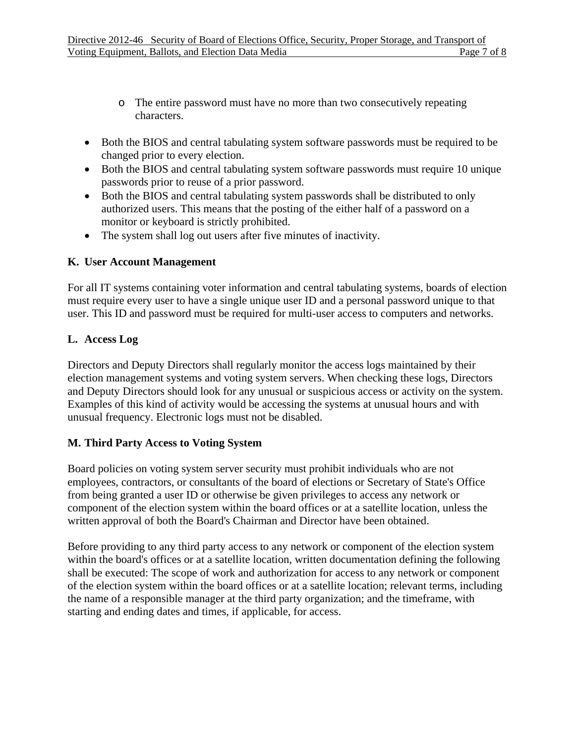- The entire password must have no more than two consecutively repeating characters.

- Both the BIOS and central tabulating system software passwords must be required to be changed prior to every election.
- Both the BIOS and central tabulating system software passwords must require 10 unique passwords prior to reuse of a prior password.
- Both the BIOS and central tabulating system passwords shall be distributed to only authorized users. This means that the posting of the either half of a password on a monitor or keyboard is strictly prohibited.
- The system shall log out users after five minutes of inactivity.

**K. User Account Management**

For all IT systems containing voter information and central tabulating systems, boards of election must require every user to have a single unique user ID and a personal password unique to that user. This ID and password must be required for multi-user access to computers and networks.

**L. Access Log**

Directors and Deputy Directors shall regularly monitor the access logs maintained by their election management systems and voting system servers. When checking these logs, Directors and Deputy Directors should look for any unusual or suspicious access or activity on the system. Examples of this kind of activity would be accessing the systems at unusual hours and with unusual frequency. Electronic logs must not be disabled.

**M. Third Party Access to Voting System**

Board policies on voting system server security must prohibit individuals who are not employees, contractors, or consultants of the board of elections or Secretary of State's Office from being granted a user ID or otherwise be given privileges to access any network or component of the election system within the board offices or at a satellite location, unless the written approval of both the Board's Chairman and Director have been obtained.

Before providing to any third party access to any network or component of the election system within the board's offices or at a satellite location, written documentation defining the following shall be executed: The scope of work and authorization for access to any network or component of the election system within the board offices or at a satellite location; relevant terms, including the name of a responsible manager at the third party organization; and the timeframe, with starting and ending dates and times, if applicable, for access.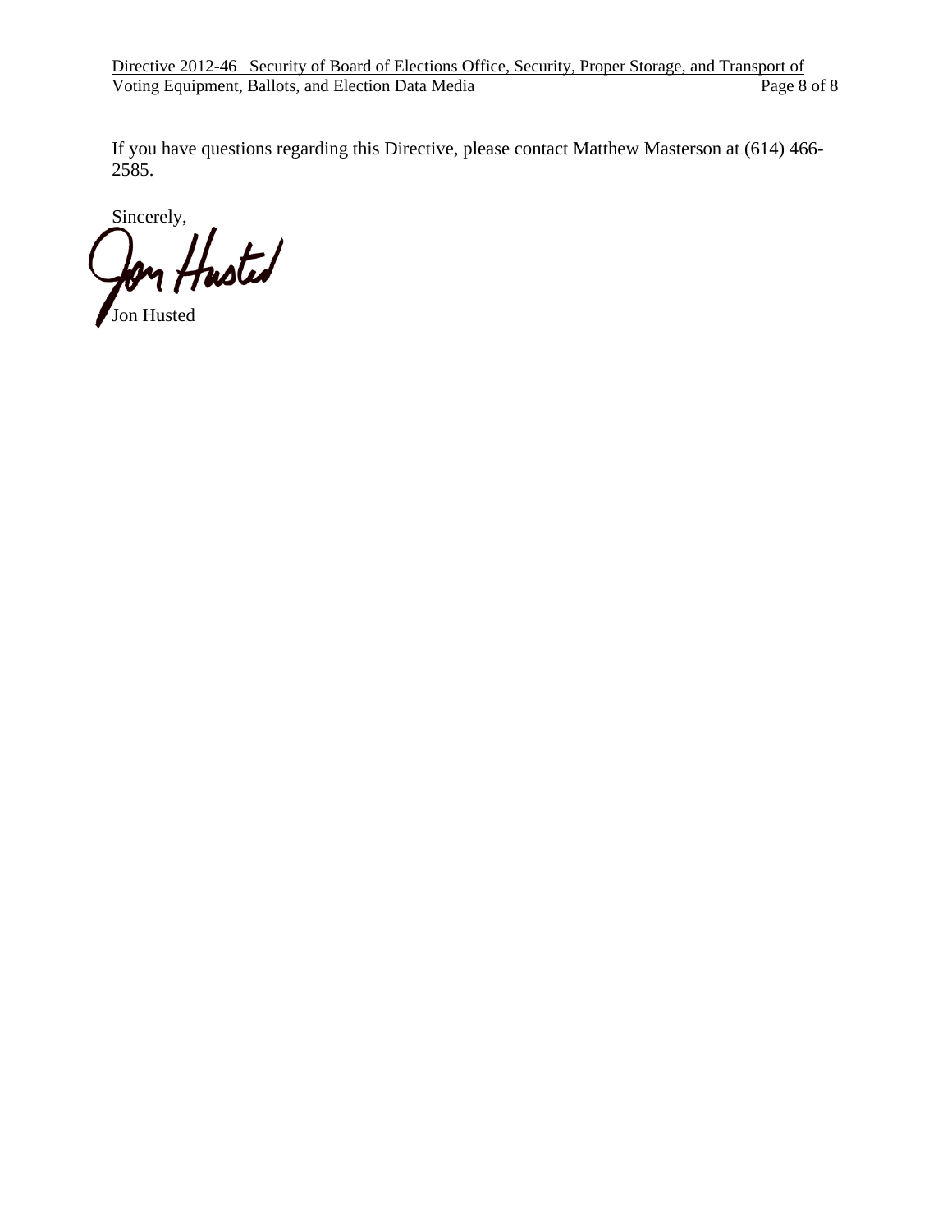If you have questions regarding this Directive, please contact Matthew Masterson at (614) 466-2585.

Sincerely,

Jon Husted